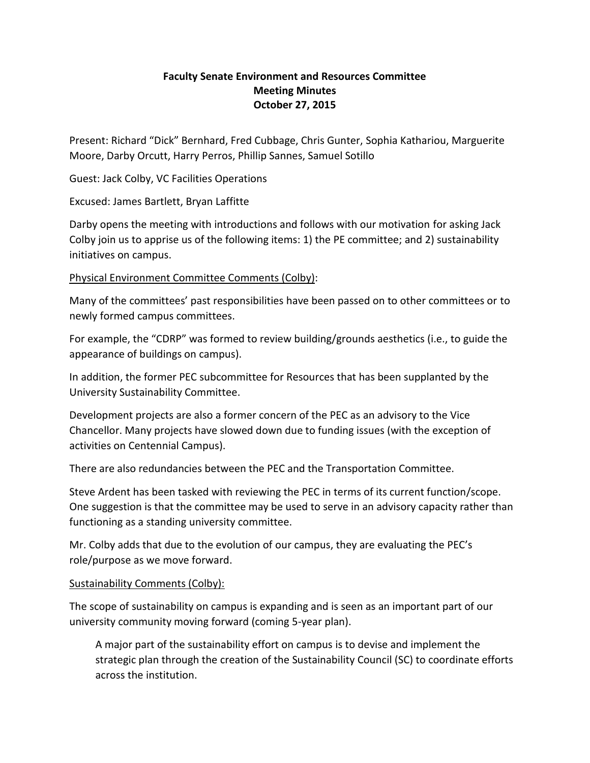**Faculty Senate Environment and Resources Committee**
**Meeting Minutes**
**October 27, 2015**

Present: Richard "Dick" Bernhard, Fred Cubbage, Chris Gunter, Sophia Kathariou, Marguerite Moore, Darby Orcutt, Harry Perros, Phillip Sannes, Samuel Sotillo

Guest: Jack Colby, VC Facilities Operations

Excused: James Bartlett, Bryan Laffitte

Darby opens the meeting with introductions and follows with our motivation for asking Jack Colby join us to apprise us of the following items: 1) the PE committee; and 2) sustainability initiatives on campus.

<u>Physical Environment Committee Comments (Colby)</u>:

Many of the committees' past responsibilities have been passed on to other committees or to newly formed campus committees.

For example, the "CDRP" was formed to review building/grounds aesthetics (i.e., to guide the appearance of buildings on campus).

In addition, the former PEC subcommittee for Resources that has been supplanted by the University Sustainability Committee.

Development projects are also a former concern of the PEC as an advisory to the Vice Chancellor. Many projects have slowed down due to funding issues (with the exception of activities on Centennial Campus).

There are also redundancies between the PEC and the Transportation Committee.

Steve Ardent has been tasked with reviewing the PEC in terms of its current function/scope. One suggestion is that the committee may be used to serve in an advisory capacity rather than functioning as a standing university committee.

Mr. Colby adds that due to the evolution of our campus, they are evaluating the PEC's role/purpose as we move forward.

<u>Sustainability Comments (Colby):</u>

The scope of sustainability on campus is expanding and is seen as an important part of our university community moving forward (coming 5-year plan).

> A major part of the sustainability effort on campus is to devise and implement the strategic plan through the creation of the Sustainability Council (SC) to coordinate efforts across the institution.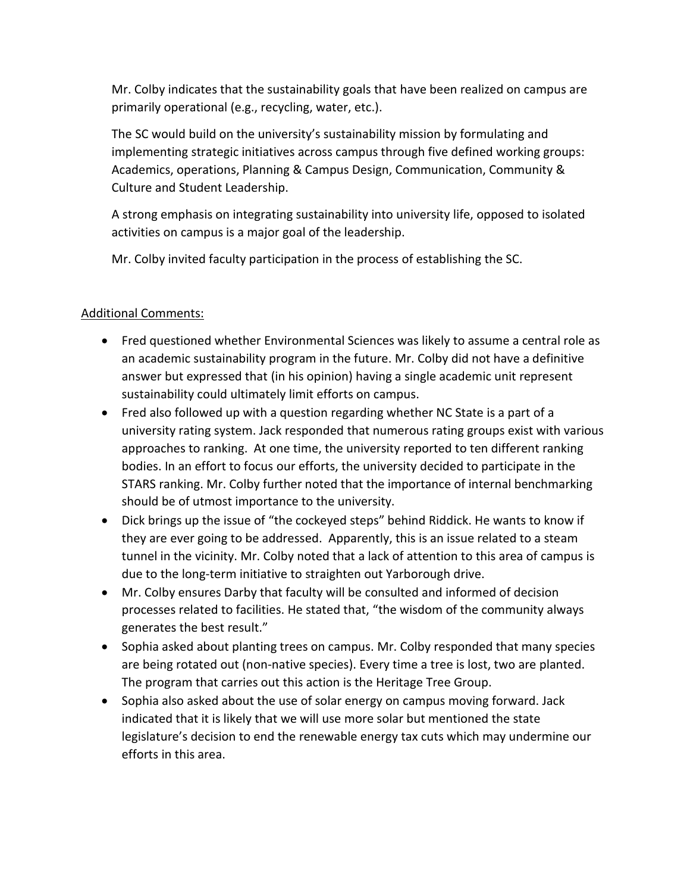Mr. Colby indicates that the sustainability goals that have been realized on campus are primarily operational (e.g., recycling, water, etc.).

The SC would build on the university's sustainability mission by formulating and implementing strategic initiatives across campus through five defined working groups: Academics, operations, Planning & Campus Design, Communication, Community & Culture and Student Leadership.

A strong emphasis on integrating sustainability into university life, opposed to isolated activities on campus is a major goal of the leadership.

Mr. Colby invited faculty participation in the process of establishing the SC.

Additional Comments:

- Fred questioned whether Environmental Sciences was likely to assume a central role as an academic sustainability program in the future. Mr. Colby did not have a definitive answer but expressed that (in his opinion) having a single academic unit represent sustainability could ultimately limit efforts on campus.
- Fred also followed up with a question regarding whether NC State is a part of a university rating system. Jack responded that numerous rating groups exist with various approaches to ranking. At one time, the university reported to ten different ranking bodies. In an effort to focus our efforts, the university decided to participate in the STARS ranking. Mr. Colby further noted that the importance of internal benchmarking should be of utmost importance to the university.
- Dick brings up the issue of "the cockeyed steps" behind Riddick. He wants to know if they are ever going to be addressed. Apparently, this is an issue related to a steam tunnel in the vicinity. Mr. Colby noted that a lack of attention to this area of campus is due to the long-term initiative to straighten out Yarborough drive.
- Mr. Colby ensures Darby that faculty will be consulted and informed of decision processes related to facilities. He stated that, "the wisdom of the community always generates the best result."
- Sophia asked about planting trees on campus. Mr. Colby responded that many species are being rotated out (non-native species). Every time a tree is lost, two are planted. The program that carries out this action is the Heritage Tree Group.
- Sophia also asked about the use of solar energy on campus moving forward. Jack indicated that it is likely that we will use more solar but mentioned the state legislature's decision to end the renewable energy tax cuts which may undermine our efforts in this area.